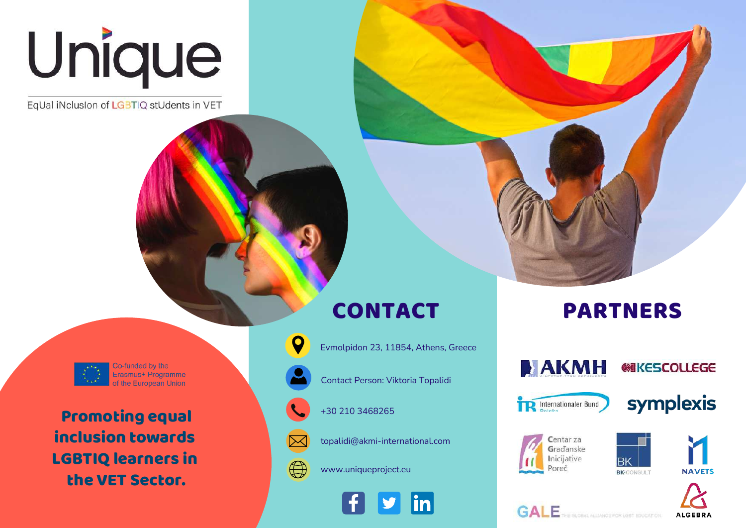# Unique

EqUal iNclusIon of LGBTIQ stUdents in VET

Co-funded by the Erasmus+ Programme of the European Union

**Promoting equal inclusion towards LGBTIQ learners in the VET Sector.**

## CONTACT

- Evmolpidon 23, 11854, Athens, Greece
- Contact Person: Viktoria Topalidi
- +30 210 3468265
- topalidi@akmi-international.com
- www.uniqueproject.eu

## PARTNERS

- AKMH
- KES COLLEGE
- IB Internationaler Bund Poljska
- symplexis
- Centar za Građanske Inicijative Poreč
- BK-CONSULT
- NAVETS
- GALE THE GLOBAL ALLIANCE FOR LGBT EDUCATION
- ALGEBRA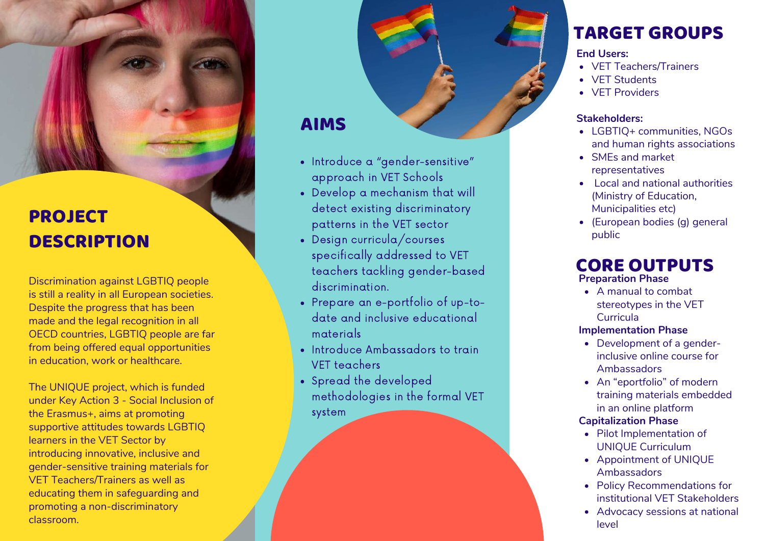## PROJECT DESCRIPTION

Discrimination against LGBTIQ people is still a reality in all European societies. Despite the progress that has been made and the legal recognition in all OECD countries, LGBTIQ people are far from being offered equal opportunities in education, work or healthcare.

The UNIQUE project, which is funded under Key Action 3 - Social Inclusion of the Erasmus+, aims at promoting supportive attitudes towards LGBTIQ learners in the VET Sector by introducing innovative, inclusive and gender-sensitive training materials for VET Teachers/Trainers as well as educating them in safeguarding and promoting a non-discriminatory classroom.

## AIMS

- Introduce a "gender-sensitive" approach in VET Schools
- Develop a mechanism that will detect existing discriminatory patterns in the VET sector
- Design curricula/courses specifically addressed to VET teachers tackling gender-based discrimination.
- Prepare an e-portfolio of up-to-date and inclusive educational materials
- Introduce Ambassadors to train VET teachers
- Spread the developed methodologies in the formal VET system

## TARGET GROUPS

**End Users:**

- VET Teachers/Trainers
- VET Students
- VET Providers

**Stakeholders:**

- LGBTIQ+ communities, NGOs and human rights associations
- SMEs and market representatives
- Local and national authorities (Ministry of Education, Municipalities etc)
- (European bodies (g) general public

## CORE OUTPUTS

**Preparation Phase**

- A manual to combat stereotypes in the VET Curricula

**Implementation Phase**

- Development of a gender-inclusive online course for Ambassadors
- An "eportfolio" of modern training materials embedded in an online platform

**Capitalization Phase**

- Pilot Implementation of UNIQUE Curriculum
- Appointment of UNIQUE Ambassadors
- Policy Recommendations for institutional VET Stakeholders
- Advocacy sessions at national level